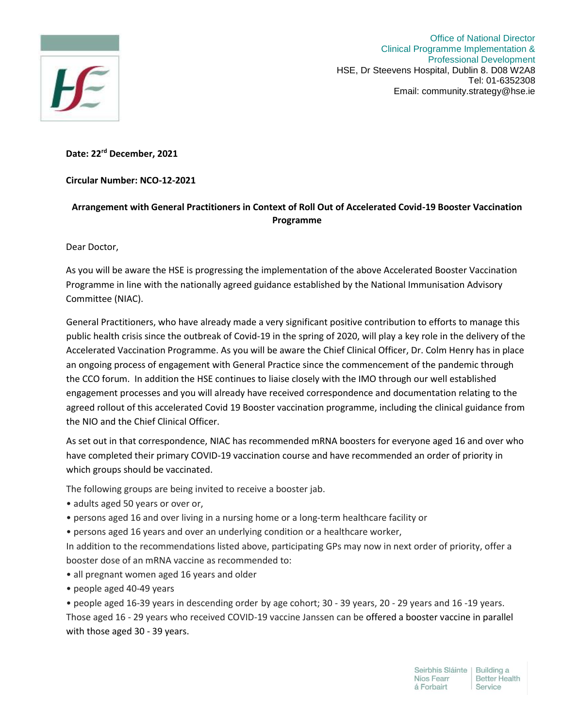Office of National Director
Clinical Programme Implementation &
Professional Development
HSE, Dr Steevens Hospital, Dublin 8. D08 W2A8
Tel: 01-6352308
Email: community.strategy@hse.ie

**Date: 22rd December, 2021**

**Circular Number: NCO-12-2021**

**Arrangement with General Practitioners in Context of Roll Out of Accelerated Covid-19 Booster Vaccination Programme**

Dear Doctor,

As you will be aware the HSE is progressing the implementation of the above Accelerated Booster Vaccination Programme in line with the nationally agreed guidance established by the National Immunisation Advisory Committee (NIAC).

General Practitioners, who have already made a very significant positive contribution to efforts to manage this public health crisis since the outbreak of Covid-19 in the spring of 2020, will play a key role in the delivery of the Accelerated Vaccination Programme. As you will be aware the Chief Clinical Officer, Dr. Colm Henry has in place an ongoing process of engagement with General Practice since the commencement of the pandemic through the CCO forum. In addition the HSE continues to liaise closely with the IMO through our well established engagement processes and you will already have received correspondence and documentation relating to the agreed rollout of this accelerated Covid 19 Booster vaccination programme, including the clinical guidance from the NIO and the Chief Clinical Officer.

As set out in that correspondence, NIAC has recommended mRNA boosters for everyone aged 16 and over who have completed their primary COVID-19 vaccination course and have recommended an order of priority in which groups should be vaccinated.

The following groups are being invited to receive a booster jab.

- adults aged 50 years or over or,
- persons aged 16 and over living in a nursing home or a long-term healthcare facility or
- persons aged 16 years and over an underlying condition or a healthcare worker,

In addition to the recommendations listed above, participating GPs may now in next order of priority, offer a booster dose of an mRNA vaccine as recommended to:

- all pregnant women aged 16 years and older
- people aged 40-49 years
- people aged 16-39 years in descending order by age cohort; 30 - 39 years, 20 - 29 years and 16 -19 years.

Those aged 16 - 29 years who received COVID-19 vaccine Janssen can be offered a booster vaccine in parallel with those aged 30 - 39 years.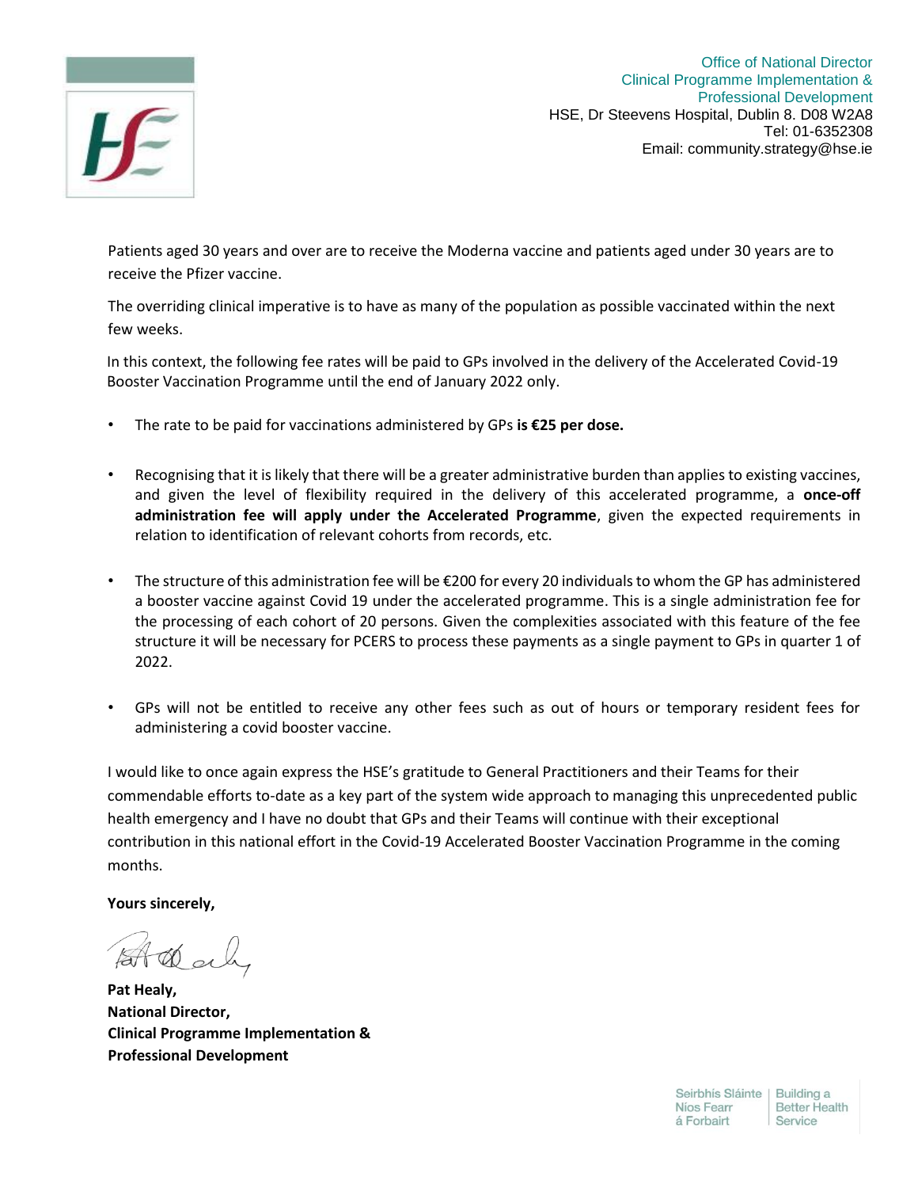Office of National Director
Clinical Programme Implementation &
Professional Development
HSE, Dr Steevens Hospital, Dublin 8. D08 W2A8
Tel: 01-6352308
Email: community.strategy@hse.ie

Patients aged 30 years and over are to receive the Moderna vaccine and patients aged under 30 years are to receive the Pfizer vaccine.

The overriding clinical imperative is to have as many of the population as possible vaccinated within the next few weeks.

In this context, the following fee rates will be paid to GPs involved in the delivery of the Accelerated Covid-19 Booster Vaccination Programme until the end of January 2022 only.

- The rate to be paid for vaccinations administered by GPs **is €25 per dose.**

- Recognising that it is likely that there will be a greater administrative burden than applies to existing vaccines, and given the level of flexibility required in the delivery of this accelerated programme, a **once-off administration fee will apply under the Accelerated Programme**, given the expected requirements in relation to identification of relevant cohorts from records, etc.

- The structure of this administration fee will be €200 for every 20 individuals to whom the GP has administered a booster vaccine against Covid 19 under the accelerated programme. This is a single administration fee for the processing of each cohort of 20 persons. Given the complexities associated with this feature of the fee structure it will be necessary for PCERS to process these payments as a single payment to GPs in quarter 1 of 2022.

- GPs will not be entitled to receive any other fees such as out of hours or temporary resident fees for administering a covid booster vaccine.

I would like to once again express the HSE's gratitude to General Practitioners and their Teams for their commendable efforts to-date as a key part of the system wide approach to managing this unprecedented public health emergency and I have no doubt that GPs and their Teams will continue with their exceptional contribution in this national effort in the Covid-19 Accelerated Booster Vaccination Programme in the coming months.

**Yours sincerely,**

**Pat Healy,**
**National Director,**
**Clinical Programme Implementation &**
**Professional Development**

Seirbhís Sláinte Níos Fearr á Forbairt | Building a Better Health Service